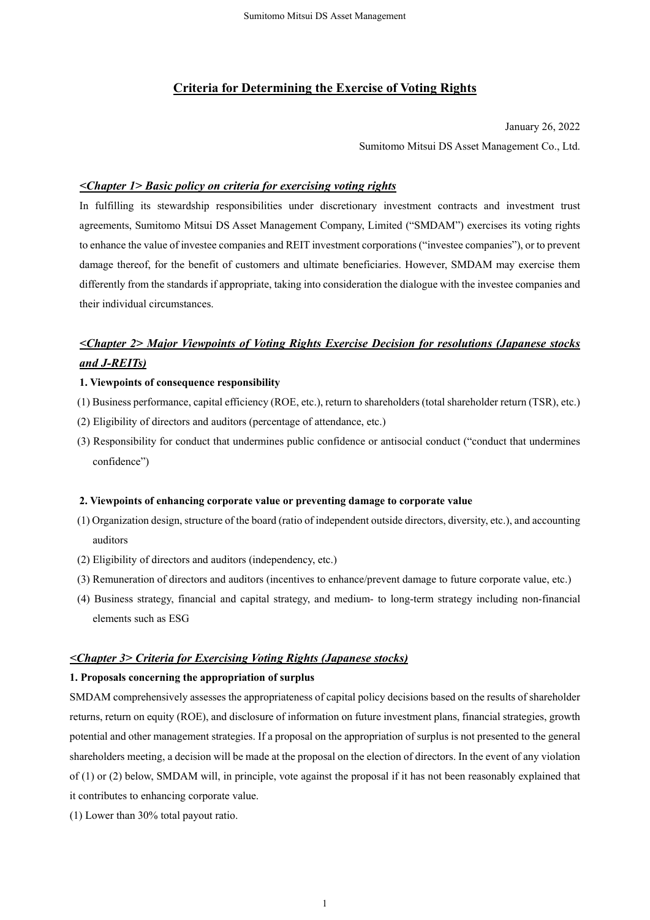# Criteria for Determining the Exercise of Voting Rights

January 26, 2022

Sumitomo Mitsui DS Asset Management Co., Ltd.

## *<Chapter 1> Basic policy on criteria for exercising voting rights*

In fulfilling its stewardship responsibilities under discretionary investment contracts and investment trust agreements, Sumitomo Mitsui DS Asset Management Company, Limited ("SMDAM") exercises its voting rights to enhance the value of investee companies and REIT investment corporations ("investee companies"), or to prevent damage thereof, for the benefit of customers and ultimate beneficiaries. However, SMDAM may exercise them differently from the standards if appropriate, taking into consideration the dialogue with the investee companies and their individual circumstances.

## *<Chapter 2> Major Viewpoints of Voting Rights Exercise Decision for resolutions (Japanese stocks and J-REITs)*

### 1. Viewpoints of consequence responsibility

(1) Business performance, capital efficiency (ROE, etc.), return to shareholders (total shareholder return (TSR), etc.)

(2) Eligibility of directors and auditors (percentage of attendance, etc.)

(3) Responsibility for conduct that undermines public confidence or antisocial conduct ("conduct that undermines confidence")

### 2. Viewpoints of enhancing corporate value or preventing damage to corporate value

(1) Organization design, structure of the board (ratio of independent outside directors, diversity, etc.), and accounting auditors

(2) Eligibility of directors and auditors (independency, etc.)

(3) Remuneration of directors and auditors (incentives to enhance/prevent damage to future corporate value, etc.)

(4) Business strategy, financial and capital strategy, and medium- to long-term strategy including non-financial elements such as ESG

## *<Chapter 3> Criteria for Exercising Voting Rights (Japanese stocks)*

### 1. Proposals concerning the appropriation of surplus

SMDAM comprehensively assesses the appropriateness of capital policy decisions based on the results of shareholder returns, return on equity (ROE), and disclosure of information on future investment plans, financial strategies, growth potential and other management strategies. If a proposal on the appropriation of surplus is not presented to the general shareholders meeting, a decision will be made at the proposal on the election of directors. In the event of any violation of (1) or (2) below, SMDAM will, in principle, vote against the proposal if it has not been reasonably explained that it contributes to enhancing corporate value.

(1) Lower than 30% total payout ratio.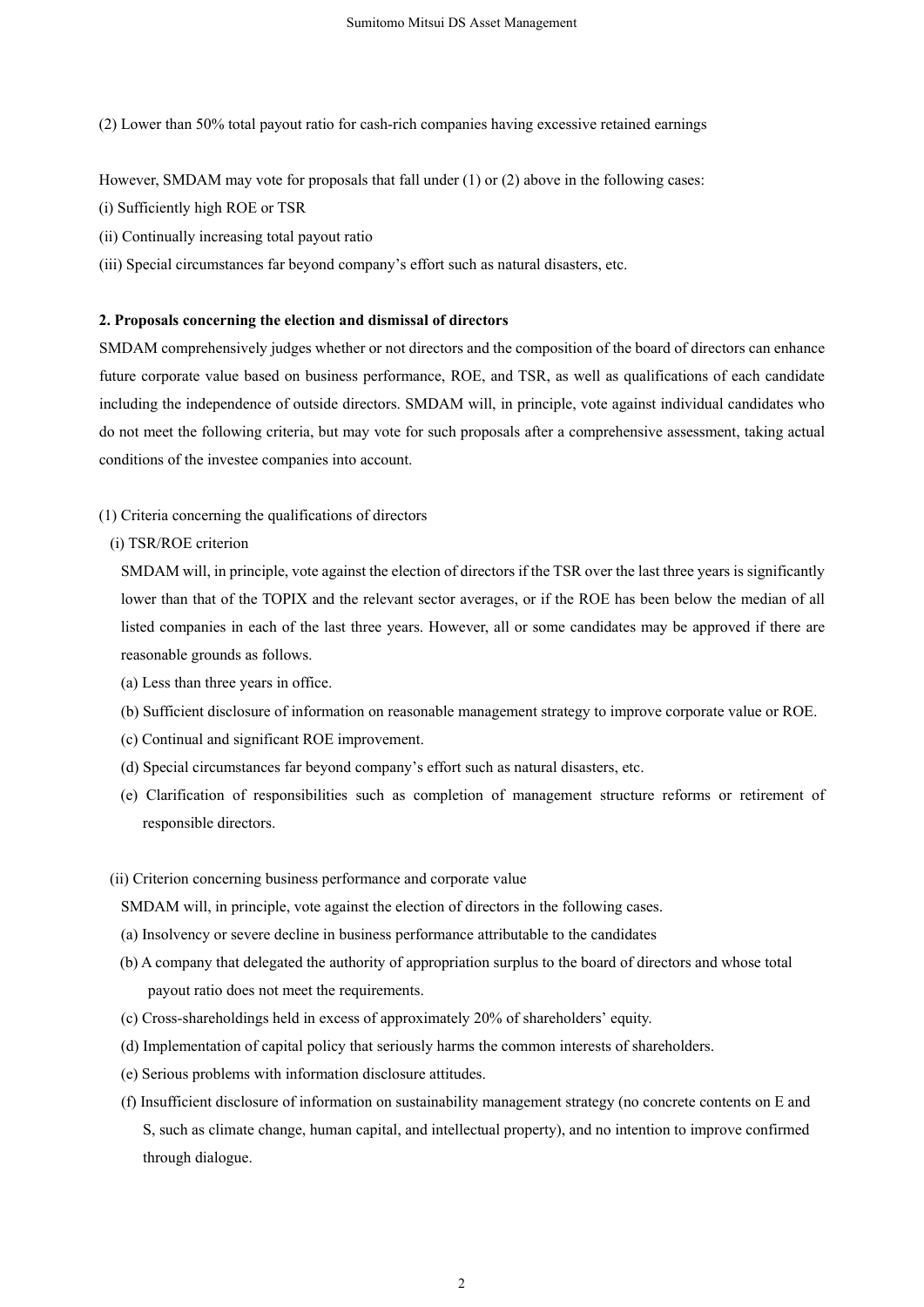(2) Lower than 50% total payout ratio for cash-rich companies having excessive retained earnings

However, SMDAM may vote for proposals that fall under (1) or (2) above in the following cases:

(i) Sufficiently high ROE or TSR

(ii) Continually increasing total payout ratio

(iii) Special circumstances far beyond company's effort such as natural disasters, etc.

**2. Proposals concerning the election and dismissal of directors**

SMDAM comprehensively judges whether or not directors and the composition of the board of directors can enhance future corporate value based on business performance, ROE, and TSR, as well as qualifications of each candidate including the independence of outside directors. SMDAM will, in principle, vote against individual candidates who do not meet the following criteria, but may vote for such proposals after a comprehensive assessment, taking actual conditions of the investee companies into account.

(1) Criteria concerning the qualifications of directors

(i) TSR/ROE criterion

SMDAM will, in principle, vote against the election of directors if the TSR over the last three years is significantly lower than that of the TOPIX and the relevant sector averages, or if the ROE has been below the median of all listed companies in each of the last three years. However, all or some candidates may be approved if there are reasonable grounds as follows.

(a) Less than three years in office.

(b) Sufficient disclosure of information on reasonable management strategy to improve corporate value or ROE.

(c) Continual and significant ROE improvement.

(d) Special circumstances far beyond company's effort such as natural disasters, etc.

(e) Clarification of responsibilities such as completion of management structure reforms or retirement of responsible directors.

(ii) Criterion concerning business performance and corporate value

SMDAM will, in principle, vote against the election of directors in the following cases.

(a) Insolvency or severe decline in business performance attributable to the candidates

(b) A company that delegated the authority of appropriation surplus to the board of directors and whose total payout ratio does not meet the requirements.

(c) Cross-shareholdings held in excess of approximately 20% of shareholders' equity.

(d) Implementation of capital policy that seriously harms the common interests of shareholders.

(e) Serious problems with information disclosure attitudes.

(f) Insufficient disclosure of information on sustainability management strategy (no concrete contents on E and S, such as climate change, human capital, and intellectual property), and no intention to improve confirmed through dialogue.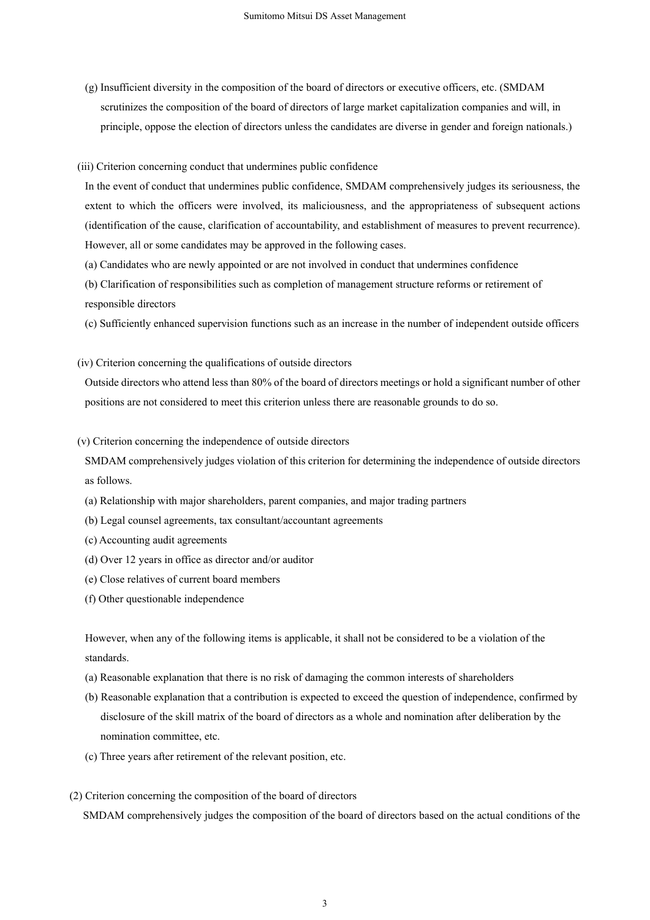(g) Insufficient diversity in the composition of the board of directors or executive officers, etc. (SMDAM scrutinizes the composition of the board of directors of large market capitalization companies and will, in principle, oppose the election of directors unless the candidates are diverse in gender and foreign nationals.)

(iii) Criterion concerning conduct that undermines public confidence

In the event of conduct that undermines public confidence, SMDAM comprehensively judges its seriousness, the extent to which the officers were involved, its maliciousness, and the appropriateness of subsequent actions (identification of the cause, clarification of accountability, and establishment of measures to prevent recurrence). However, all or some candidates may be approved in the following cases.

(a) Candidates who are newly appointed or are not involved in conduct that undermines confidence

(b) Clarification of responsibilities such as completion of management structure reforms or retirement of responsible directors

(c) Sufficiently enhanced supervision functions such as an increase in the number of independent outside officers

(iv) Criterion concerning the qualifications of outside directors

Outside directors who attend less than 80% of the board of directors meetings or hold a significant number of other positions are not considered to meet this criterion unless there are reasonable grounds to do so.

(v) Criterion concerning the independence of outside directors

SMDAM comprehensively judges violation of this criterion for determining the independence of outside directors as follows.

(a) Relationship with major shareholders, parent companies, and major trading partners

(b) Legal counsel agreements, tax consultant/accountant agreements

(c) Accounting audit agreements

(d) Over 12 years in office as director and/or auditor

(e) Close relatives of current board members

(f) Other questionable independence

However, when any of the following items is applicable, it shall not be considered to be a violation of the standards.

(a) Reasonable explanation that there is no risk of damaging the common interests of shareholders

(b) Reasonable explanation that a contribution is expected to exceed the question of independence, confirmed by disclosure of the skill matrix of the board of directors as a whole and nomination after deliberation by the nomination committee, etc.

(c) Three years after retirement of the relevant position, etc.

(2) Criterion concerning the composition of the board of directors

SMDAM comprehensively judges the composition of the board of directors based on the actual conditions of the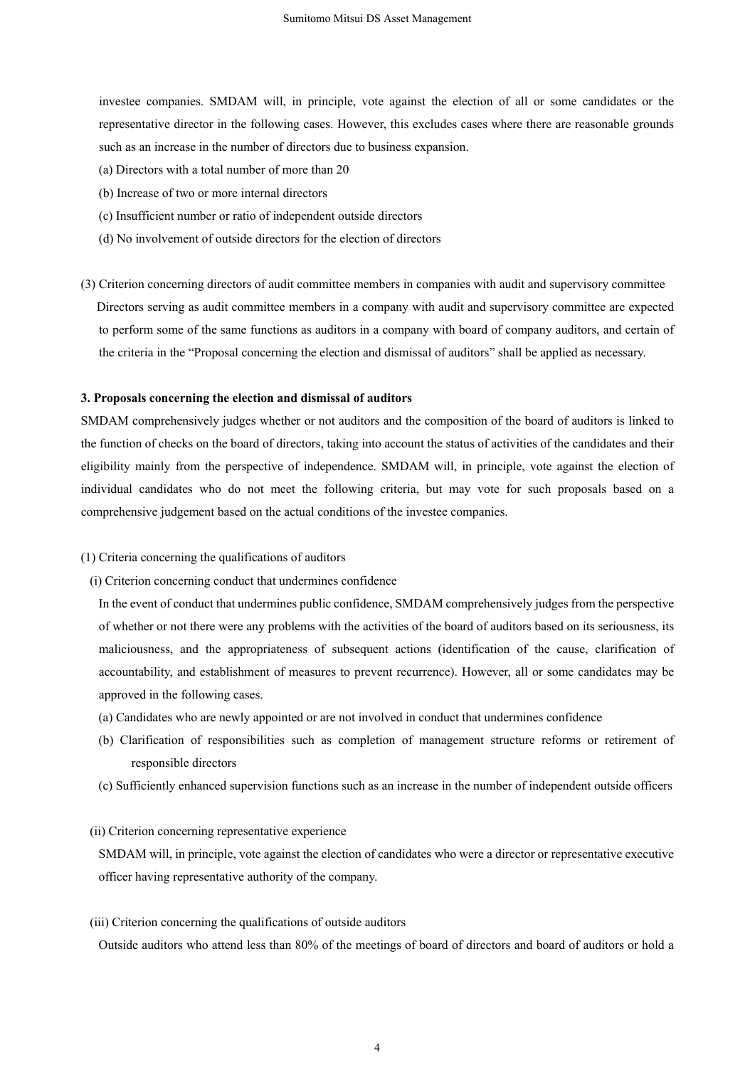investee companies. SMDAM will, in principle, vote against the election of all or some candidates or the representative director in the following cases. However, this excludes cases where there are reasonable grounds such as an increase in the number of directors due to business expansion.

(a) Directors with a total number of more than 20

(b) Increase of two or more internal directors

(c) Insufficient number or ratio of independent outside directors

(d) No involvement of outside directors for the election of directors

(3) Criterion concerning directors of audit committee members in companies with audit and supervisory committee

Directors serving as audit committee members in a company with audit and supervisory committee are expected to perform some of the same functions as auditors in a company with board of company auditors, and certain of the criteria in the "Proposal concerning the election and dismissal of auditors" shall be applied as necessary.

**3. Proposals concerning the election and dismissal of auditors**

SMDAM comprehensively judges whether or not auditors and the composition of the board of auditors is linked to the function of checks on the board of directors, taking into account the status of activities of the candidates and their eligibility mainly from the perspective of independence. SMDAM will, in principle, vote against the election of individual candidates who do not meet the following criteria, but may vote for such proposals based on a comprehensive judgement based on the actual conditions of the investee companies.

(1) Criteria concerning the qualifications of auditors

(i) Criterion concerning conduct that undermines confidence

In the event of conduct that undermines public confidence, SMDAM comprehensively judges from the perspective of whether or not there were any problems with the activities of the board of auditors based on its seriousness, its maliciousness, and the appropriateness of subsequent actions (identification of the cause, clarification of accountability, and establishment of measures to prevent recurrence). However, all or some candidates may be approved in the following cases.

(a) Candidates who are newly appointed or are not involved in conduct that undermines confidence

(b) Clarification of responsibilities such as completion of management structure reforms or retirement of responsible directors

(c) Sufficiently enhanced supervision functions such as an increase in the number of independent outside officers

(ii) Criterion concerning representative experience

SMDAM will, in principle, vote against the election of candidates who were a director or representative executive officer having representative authority of the company.

(iii) Criterion concerning the qualifications of outside auditors

Outside auditors who attend less than 80% of the meetings of board of directors and board of auditors or hold a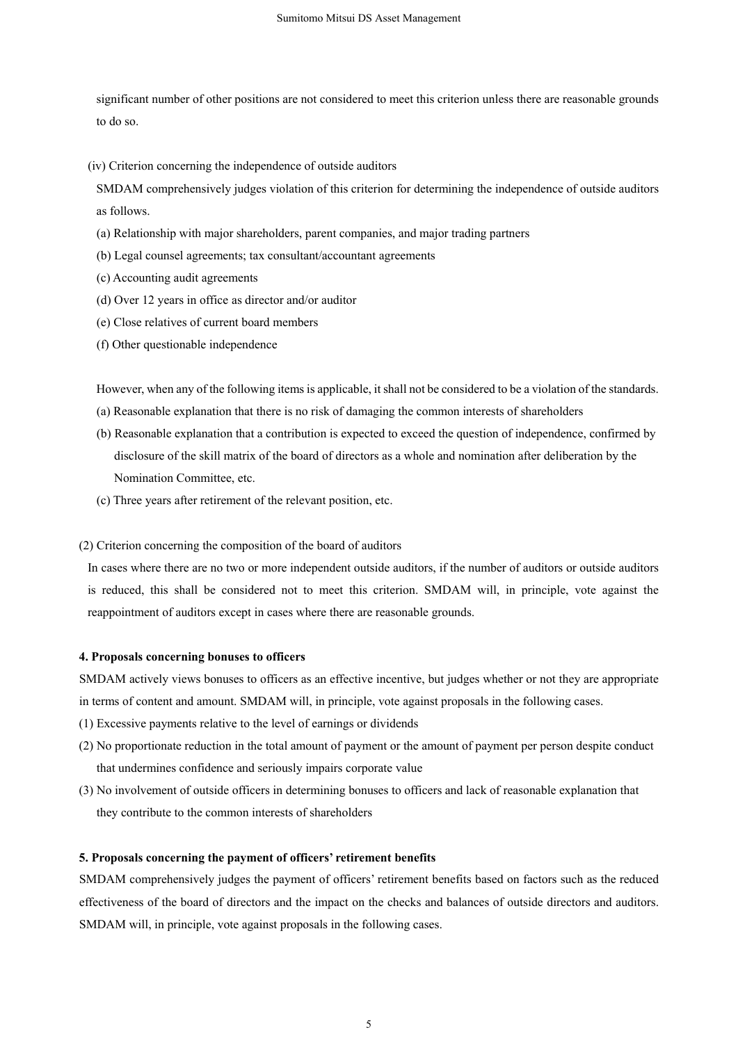significant number of other positions are not considered to meet this criterion unless there are reasonable grounds to do so.

(iv) Criterion concerning the independence of outside auditors

SMDAM comprehensively judges violation of this criterion for determining the independence of outside auditors as follows.

(a) Relationship with major shareholders, parent companies, and major trading partners
(b) Legal counsel agreements; tax consultant/accountant agreements
(c) Accounting audit agreements
(d) Over 12 years in office as director and/or auditor
(e) Close relatives of current board members
(f) Other questionable independence

However, when any of the following items is applicable, it shall not be considered to be a violation of the standards.

(a) Reasonable explanation that there is no risk of damaging the common interests of shareholders
(b) Reasonable explanation that a contribution is expected to exceed the question of independence, confirmed by disclosure of the skill matrix of the board of directors as a whole and nomination after deliberation by the Nomination Committee, etc.
(c) Three years after retirement of the relevant position, etc.

(2) Criterion concerning the composition of the board of auditors

In cases where there are no two or more independent outside auditors, if the number of auditors or outside auditors is reduced, this shall be considered not to meet this criterion. SMDAM will, in principle, vote against the reappointment of auditors except in cases where there are reasonable grounds.

**4. Proposals concerning bonuses to officers**

SMDAM actively views bonuses to officers as an effective incentive, but judges whether or not they are appropriate in terms of content and amount. SMDAM will, in principle, vote against proposals in the following cases.

(1) Excessive payments relative to the level of earnings or dividends
(2) No proportionate reduction in the total amount of payment or the amount of payment per person despite conduct that undermines confidence and seriously impairs corporate value
(3) No involvement of outside officers in determining bonuses to officers and lack of reasonable explanation that they contribute to the common interests of shareholders

**5. Proposals concerning the payment of officers' retirement benefits**

SMDAM comprehensively judges the payment of officers' retirement benefits based on factors such as the reduced effectiveness of the board of directors and the impact on the checks and balances of outside directors and auditors. SMDAM will, in principle, vote against proposals in the following cases.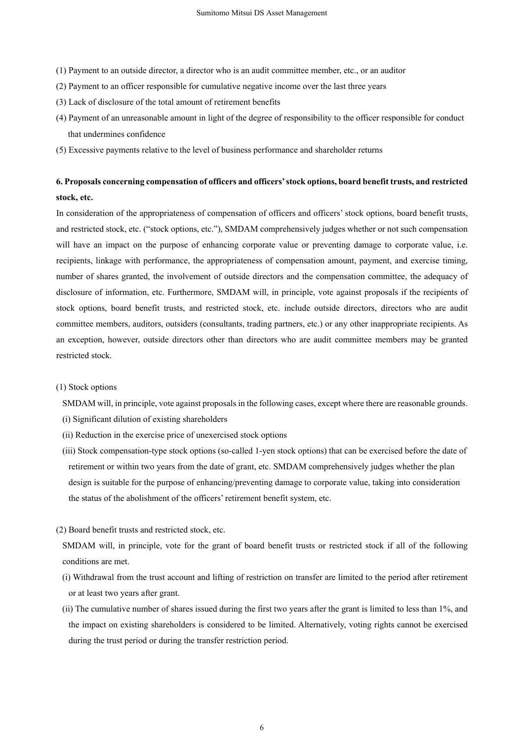(1) Payment to an outside director, a director who is an audit committee member, etc., or an auditor

(2) Payment to an officer responsible for cumulative negative income over the last three years

(3) Lack of disclosure of the total amount of retirement benefits

(4) Payment of an unreasonable amount in light of the degree of responsibility to the officer responsible for conduct that undermines confidence

(5) Excessive payments relative to the level of business performance and shareholder returns

**6. Proposals concerning compensation of officers and officers' stock options, board benefit trusts, and restricted stock, etc.**

In consideration of the appropriateness of compensation of officers and officers' stock options, board benefit trusts, and restricted stock, etc. ("stock options, etc."), SMDAM comprehensively judges whether or not such compensation will have an impact on the purpose of enhancing corporate value or preventing damage to corporate value, i.e. recipients, linkage with performance, the appropriateness of compensation amount, payment, and exercise timing, number of shares granted, the involvement of outside directors and the compensation committee, the adequacy of disclosure of information, etc. Furthermore, SMDAM will, in principle, vote against proposals if the recipients of stock options, board benefit trusts, and restricted stock, etc. include outside directors, directors who are audit committee members, auditors, outsiders (consultants, trading partners, etc.) or any other inappropriate recipients. As an exception, however, outside directors other than directors who are audit committee members may be granted restricted stock.

(1) Stock options

SMDAM will, in principle, vote against proposals in the following cases, except where there are reasonable grounds.

(i) Significant dilution of existing shareholders

(ii) Reduction in the exercise price of unexercised stock options

(iii) Stock compensation-type stock options (so-called 1-yen stock options) that can be exercised before the date of retirement or within two years from the date of grant, etc. SMDAM comprehensively judges whether the plan design is suitable for the purpose of enhancing/preventing damage to corporate value, taking into consideration the status of the abolishment of the officers' retirement benefit system, etc.

(2) Board benefit trusts and restricted stock, etc.

SMDAM will, in principle, vote for the grant of board benefit trusts or restricted stock if all of the following conditions are met.

(i) Withdrawal from the trust account and lifting of restriction on transfer are limited to the period after retirement or at least two years after grant.

(ii) The cumulative number of shares issued during the first two years after the grant is limited to less than 1%, and the impact on existing shareholders is considered to be limited. Alternatively, voting rights cannot be exercised during the trust period or during the transfer restriction period.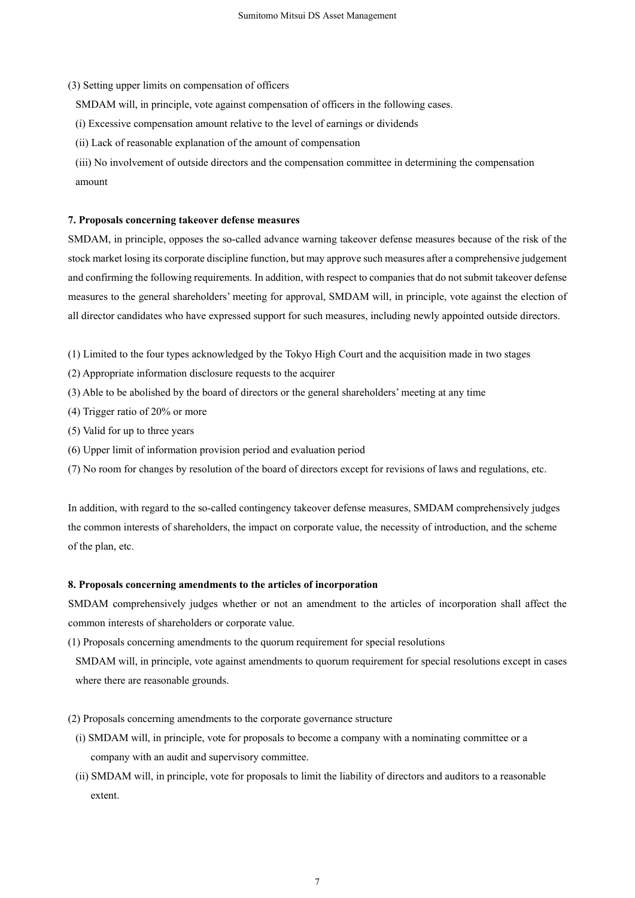(3) Setting upper limits on compensation of officers

SMDAM will, in principle, vote against compensation of officers in the following cases.

(i) Excessive compensation amount relative to the level of earnings or dividends

(ii) Lack of reasonable explanation of the amount of compensation

(iii) No involvement of outside directors and the compensation committee in determining the compensation amount

**7. Proposals concerning takeover defense measures**

SMDAM, in principle, opposes the so-called advance warning takeover defense measures because of the risk of the stock market losing its corporate discipline function, but may approve such measures after a comprehensive judgement and confirming the following requirements. In addition, with respect to companies that do not submit takeover defense measures to the general shareholders' meeting for approval, SMDAM will, in principle, vote against the election of all director candidates who have expressed support for such measures, including newly appointed outside directors.

(1) Limited to the four types acknowledged by the Tokyo High Court and the acquisition made in two stages

(2) Appropriate information disclosure requests to the acquirer

(3) Able to be abolished by the board of directors or the general shareholders' meeting at any time

(4) Trigger ratio of 20% or more

(5) Valid for up to three years

(6) Upper limit of information provision period and evaluation period

(7) No room for changes by resolution of the board of directors except for revisions of laws and regulations, etc.

In addition, with regard to the so-called contingency takeover defense measures, SMDAM comprehensively judges the common interests of shareholders, the impact on corporate value, the necessity of introduction, and the scheme of the plan, etc.

**8. Proposals concerning amendments to the articles of incorporation**

SMDAM comprehensively judges whether or not an amendment to the articles of incorporation shall affect the common interests of shareholders or corporate value.

(1) Proposals concerning amendments to the quorum requirement for special resolutions

SMDAM will, in principle, vote against amendments to quorum requirement for special resolutions except in cases where there are reasonable grounds.

(2) Proposals concerning amendments to the corporate governance structure

(i) SMDAM will, in principle, vote for proposals to become a company with a nominating committee or a company with an audit and supervisory committee.

(ii) SMDAM will, in principle, vote for proposals to limit the liability of directors and auditors to a reasonable extent.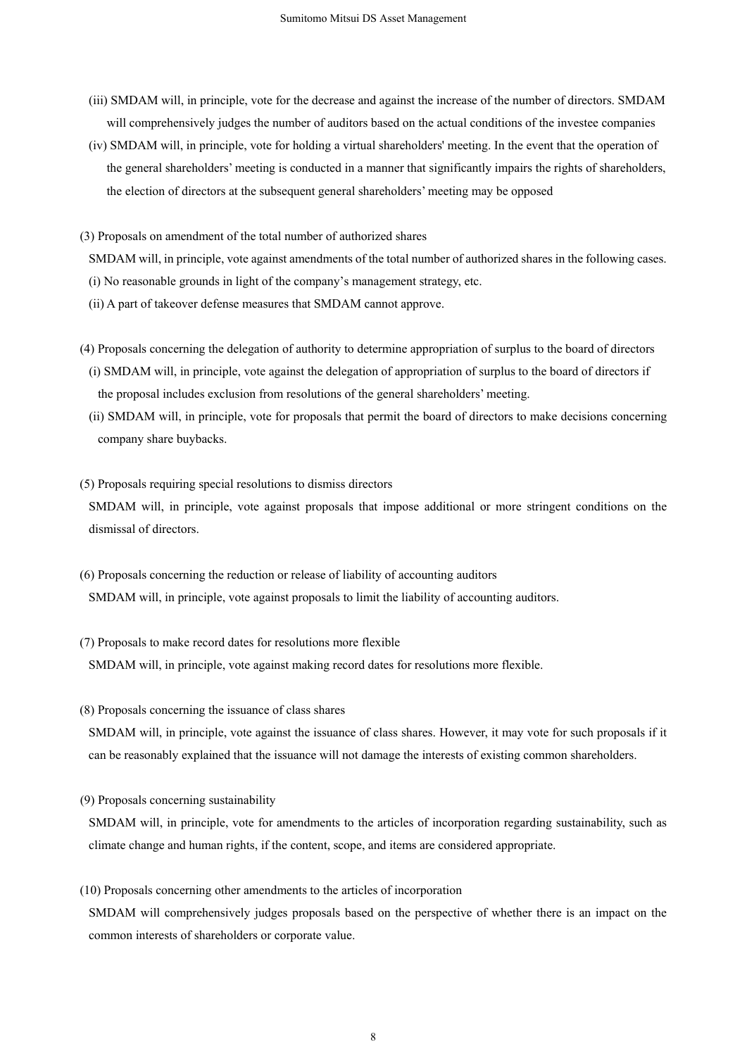(iii) SMDAM will, in principle, vote for the decrease and against the increase of the number of directors. SMDAM will comprehensively judges the number of auditors based on the actual conditions of the investee companies

(iv) SMDAM will, in principle, vote for holding a virtual shareholders' meeting. In the event that the operation of the general shareholders’ meeting is conducted in a manner that significantly impairs the rights of shareholders, the election of directors at the subsequent general shareholders’ meeting may be opposed

(3) Proposals on amendment of the total number of authorized shares

SMDAM will, in principle, vote against amendments of the total number of authorized shares in the following cases.

(i) No reasonable grounds in light of the company’s management strategy, etc.

(ii) A part of takeover defense measures that SMDAM cannot approve.

(4) Proposals concerning the delegation of authority to determine appropriation of surplus to the board of directors

(i) SMDAM will, in principle, vote against the delegation of appropriation of surplus to the board of directors if the proposal includes exclusion from resolutions of the general shareholders’ meeting.

(ii) SMDAM will, in principle, vote for proposals that permit the board of directors to make decisions concerning company share buybacks.

(5) Proposals requiring special resolutions to dismiss directors

SMDAM will, in principle, vote against proposals that impose additional or more stringent conditions on the dismissal of directors.

(6) Proposals concerning the reduction or release of liability of accounting auditors

SMDAM will, in principle, vote against proposals to limit the liability of accounting auditors.

(7) Proposals to make record dates for resolutions more flexible

SMDAM will, in principle, vote against making record dates for resolutions more flexible.

(8) Proposals concerning the issuance of class shares

SMDAM will, in principle, vote against the issuance of class shares. However, it may vote for such proposals if it can be reasonably explained that the issuance will not damage the interests of existing common shareholders.

(9) Proposals concerning sustainability

SMDAM will, in principle, vote for amendments to the articles of incorporation regarding sustainability, such as climate change and human rights, if the content, scope, and items are considered appropriate.

(10) Proposals concerning other amendments to the articles of incorporation

SMDAM will comprehensively judges proposals based on the perspective of whether there is an impact on the common interests of shareholders or corporate value.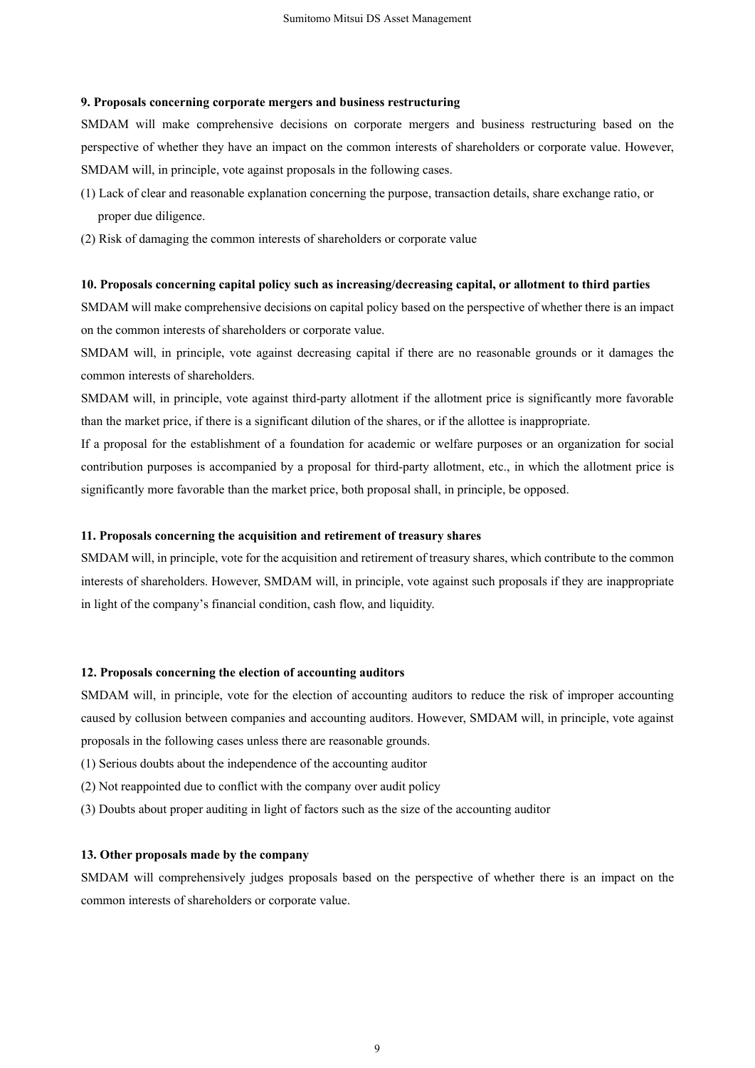**9. Proposals concerning corporate mergers and business restructuring**

SMDAM will make comprehensive decisions on corporate mergers and business restructuring based on the perspective of whether they have an impact on the common interests of shareholders or corporate value. However, SMDAM will, in principle, vote against proposals in the following cases.

(1) Lack of clear and reasonable explanation concerning the purpose, transaction details, share exchange ratio, or proper due diligence.

(2) Risk of damaging the common interests of shareholders or corporate value

**10. Proposals concerning capital policy such as increasing/decreasing capital, or allotment to third parties**

SMDAM will make comprehensive decisions on capital policy based on the perspective of whether there is an impact on the common interests of shareholders or corporate value.

SMDAM will, in principle, vote against decreasing capital if there are no reasonable grounds or it damages the common interests of shareholders.

SMDAM will, in principle, vote against third-party allotment if the allotment price is significantly more favorable than the market price, if there is a significant dilution of the shares, or if the allottee is inappropriate.

If a proposal for the establishment of a foundation for academic or welfare purposes or an organization for social contribution purposes is accompanied by a proposal for third-party allotment, etc., in which the allotment price is significantly more favorable than the market price, both proposal shall, in principle, be opposed.

**11. Proposals concerning the acquisition and retirement of treasury shares**

SMDAM will, in principle, vote for the acquisition and retirement of treasury shares, which contribute to the common interests of shareholders. However, SMDAM will, in principle, vote against such proposals if they are inappropriate in light of the company's financial condition, cash flow, and liquidity.

**12. Proposals concerning the election of accounting auditors**

SMDAM will, in principle, vote for the election of accounting auditors to reduce the risk of improper accounting caused by collusion between companies and accounting auditors. However, SMDAM will, in principle, vote against proposals in the following cases unless there are reasonable grounds.

(1) Serious doubts about the independence of the accounting auditor

(2) Not reappointed due to conflict with the company over audit policy

(3) Doubts about proper auditing in light of factors such as the size of the accounting auditor

**13. Other proposals made by the company**

SMDAM will comprehensively judges proposals based on the perspective of whether there is an impact on the common interests of shareholders or corporate value.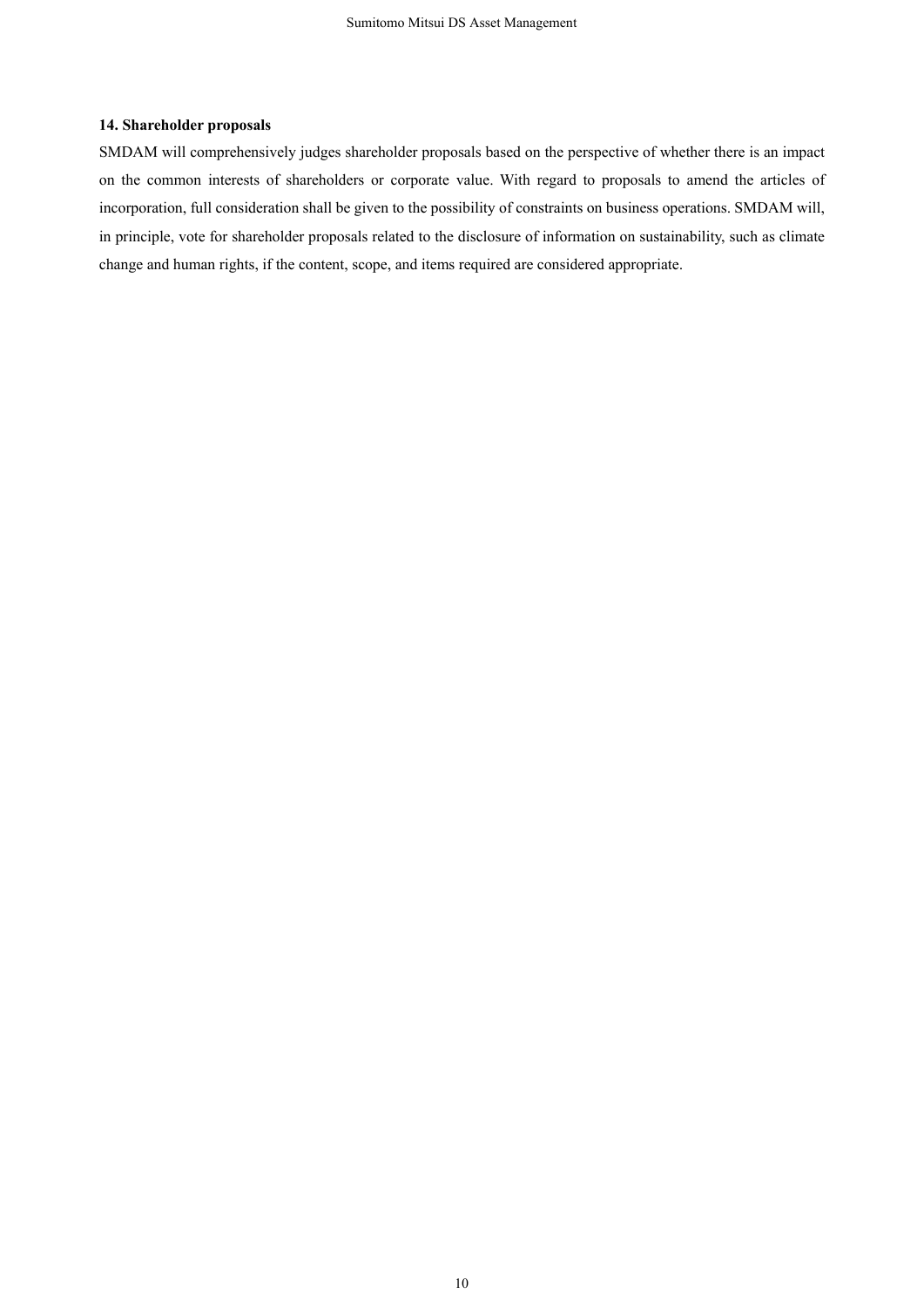**14. Shareholder proposals**

SMDAM will comprehensively judges shareholder proposals based on the perspective of whether there is an impact on the common interests of shareholders or corporate value. With regard to proposals to amend the articles of incorporation, full consideration shall be given to the possibility of constraints on business operations. SMDAM will, in principle, vote for shareholder proposals related to the disclosure of information on sustainability, such as climate change and human rights, if the content, scope, and items required are considered appropriate.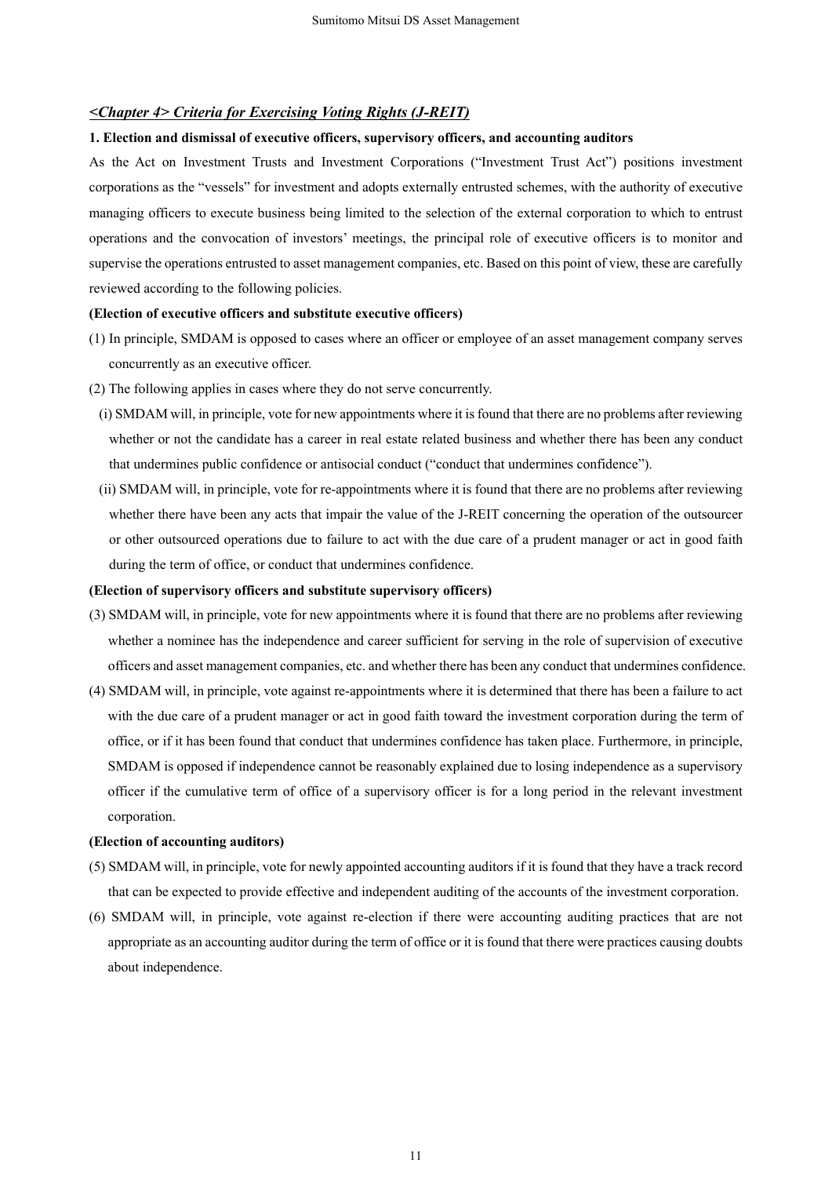## *<Chapter 4> Criteria for Exercising Voting Rights (J-REIT)*

### 1. Election and dismissal of executive officers, supervisory officers, and accounting auditors

As the Act on Investment Trusts and Investment Corporations ("Investment Trust Act") positions investment corporations as the "vessels" for investment and adopts externally entrusted schemes, with the authority of executive managing officers to execute business being limited to the selection of the external corporation to which to entrust operations and the convocation of investors' meetings, the principal role of executive officers is to monitor and supervise the operations entrusted to asset management companies, etc. Based on this point of view, these are carefully reviewed according to the following policies.

**(Election of executive officers and substitute executive officers)**

(1) In principle, SMDAM is opposed to cases where an officer or employee of an asset management company serves concurrently as an executive officer.

(2) The following applies in cases where they do not serve concurrently.

(i) SMDAM will, in principle, vote for new appointments where it is found that there are no problems after reviewing whether or not the candidate has a career in real estate related business and whether there has been any conduct that undermines public confidence or antisocial conduct ("conduct that undermines confidence").

(ii) SMDAM will, in principle, vote for re-appointments where it is found that there are no problems after reviewing whether there have been any acts that impair the value of the J-REIT concerning the operation of the outsourcer or other outsourced operations due to failure to act with the due care of a prudent manager or act in good faith during the term of office, or conduct that undermines confidence.

**(Election of supervisory officers and substitute supervisory officers)**

(3) SMDAM will, in principle, vote for new appointments where it is found that there are no problems after reviewing whether a nominee has the independence and career sufficient for serving in the role of supervision of executive officers and asset management companies, etc. and whether there has been any conduct that undermines confidence.

(4) SMDAM will, in principle, vote against re-appointments where it is determined that there has been a failure to act with the due care of a prudent manager or act in good faith toward the investment corporation during the term of office, or if it has been found that conduct that undermines confidence has taken place. Furthermore, in principle, SMDAM is opposed if independence cannot be reasonably explained due to losing independence as a supervisory officer if the cumulative term of office of a supervisory officer is for a long period in the relevant investment corporation.

**(Election of accounting auditors)**

(5) SMDAM will, in principle, vote for newly appointed accounting auditors if it is found that they have a track record that can be expected to provide effective and independent auditing of the accounts of the investment corporation.

(6) SMDAM will, in principle, vote against re-election if there were accounting auditing practices that are not appropriate as an accounting auditor during the term of office or it is found that there were practices causing doubts about independence.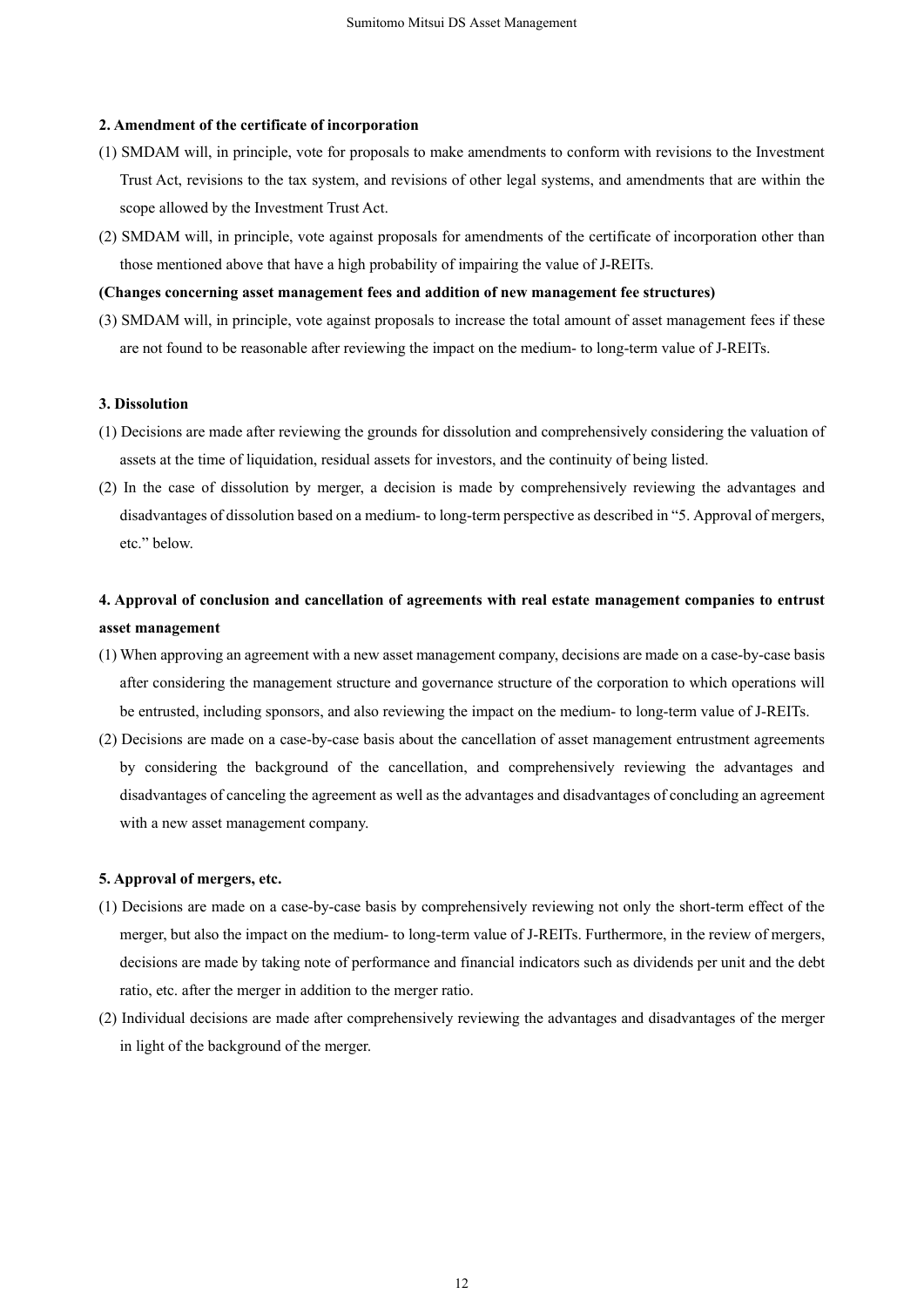**2. Amendment of the certificate of incorporation**

(1) SMDAM will, in principle, vote for proposals to make amendments to conform with revisions to the Investment Trust Act, revisions to the tax system, and revisions of other legal systems, and amendments that are within the scope allowed by the Investment Trust Act.

(2) SMDAM will, in principle, vote against proposals for amendments of the certificate of incorporation other than those mentioned above that have a high probability of impairing the value of J-REITs.

**(Changes concerning asset management fees and addition of new management fee structures)**

(3) SMDAM will, in principle, vote against proposals to increase the total amount of asset management fees if these are not found to be reasonable after reviewing the impact on the medium- to long-term value of J-REITs.

**3. Dissolution**

(1) Decisions are made after reviewing the grounds for dissolution and comprehensively considering the valuation of assets at the time of liquidation, residual assets for investors, and the continuity of being listed.

(2) In the case of dissolution by merger, a decision is made by comprehensively reviewing the advantages and disadvantages of dissolution based on a medium- to long-term perspective as described in "5. Approval of mergers, etc." below.

**4. Approval of conclusion and cancellation of agreements with real estate management companies to entrust asset management**

(1) When approving an agreement with a new asset management company, decisions are made on a case-by-case basis after considering the management structure and governance structure of the corporation to which operations will be entrusted, including sponsors, and also reviewing the impact on the medium- to long-term value of J-REITs.

(2) Decisions are made on a case-by-case basis about the cancellation of asset management entrustment agreements by considering the background of the cancellation, and comprehensively reviewing the advantages and disadvantages of canceling the agreement as well as the advantages and disadvantages of concluding an agreement with a new asset management company.

**5. Approval of mergers, etc.**

(1) Decisions are made on a case-by-case basis by comprehensively reviewing not only the short-term effect of the merger, but also the impact on the medium- to long-term value of J-REITs. Furthermore, in the review of mergers, decisions are made by taking note of performance and financial indicators such as dividends per unit and the debt ratio, etc. after the merger in addition to the merger ratio.

(2) Individual decisions are made after comprehensively reviewing the advantages and disadvantages of the merger in light of the background of the merger.